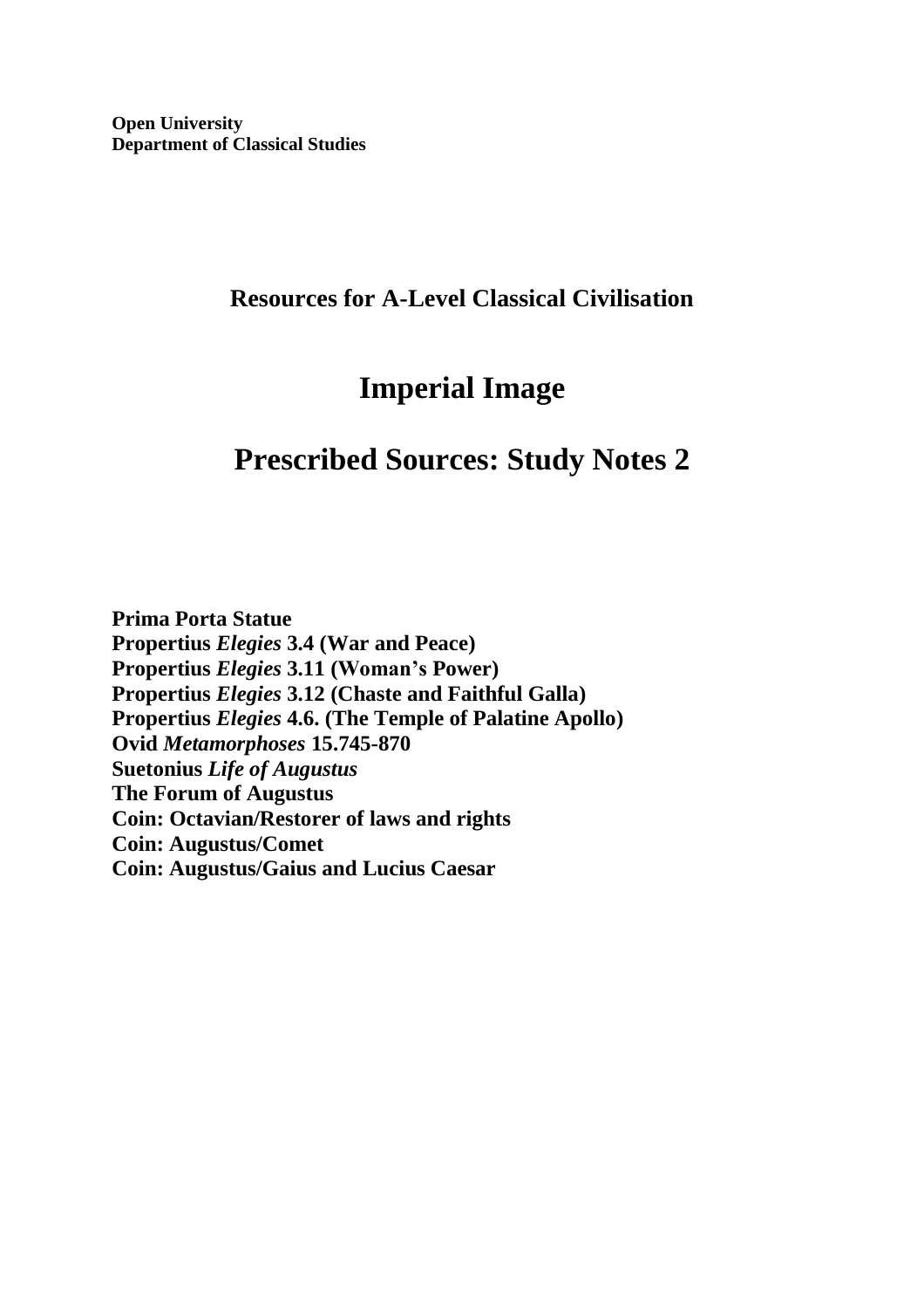**Open University**
**Department of Classical Studies**

## Resources for A-Level Classical Civilisation

# Imperial Image

# Prescribed Sources: Study Notes 2

**Prima Porta Statue**
**Propertius *Elegies* 3.4 (War and Peace)**
**Propertius *Elegies* 3.11 (Woman's Power)**
**Propertius *Elegies* 3.12 (Chaste and Faithful Galla)**
**Propertius *Elegies* 4.6. (The Temple of Palatine Apollo)**
**Ovid *Metamorphoses* 15.745-870**
**Suetonius *Life of Augustus***
**The Forum of Augustus**
**Coin: Octavian/Restorer of laws and rights**
**Coin: Augustus/Comet**
**Coin: Augustus/Gaius and Lucius Caesar**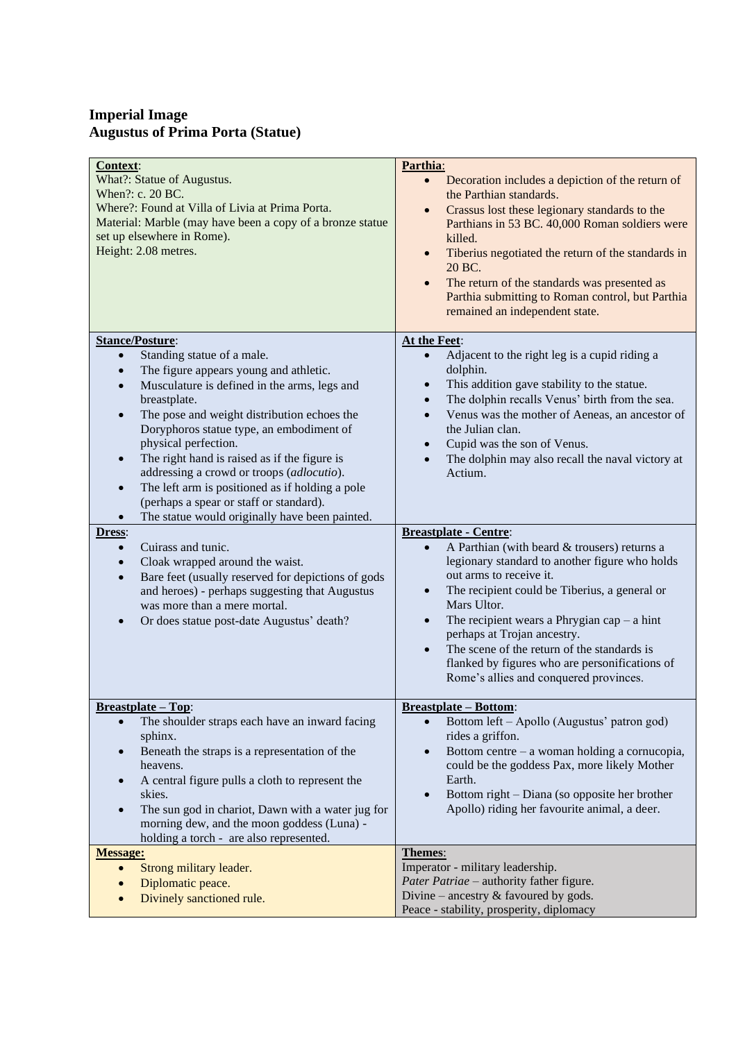# Imperial Image
## Augustus of Prima Porta (Statue)

**Context**:
What?: Statue of Augustus.
When?: c. 20 BC.
Where?: Found at Villa of Livia at Prima Porta.
Material: Marble (may have been a copy of a bronze statue set up elsewhere in Rome).
Height: 2.08 metres.

**Parthia**:
- Decoration includes a depiction of the return of the Parthian standards.
- Crassus lost these legionary standards to the Parthians in 53 BC. 40,000 Roman soldiers were killed.
- Tiberius negotiated the return of the standards in 20 BC.
- The return of the standards was presented as Parthia submitting to Roman control, but Parthia remained an independent state.

**Stance/Posture**:
- Standing statue of a male.
- The figure appears young and athletic.
- Musculature is defined in the arms, legs and breastplate.
- The pose and weight distribution echoes the Doryphoros statue type, an embodiment of physical perfection.
- The right hand is raised as if the figure is addressing a crowd or troops (*adlocutio*).
- The left arm is positioned as if holding a pole (perhaps a spear or staff or standard).
- The statue would originally have been painted.

**At the Feet**:
- Adjacent to the right leg is a cupid riding a dolphin.
- This addition gave stability to the statue.
- The dolphin recalls Venus' birth from the sea.
- Venus was the mother of Aeneas, an ancestor of the Julian clan.
- Cupid was the son of Venus.
- The dolphin may also recall the naval victory at Actium.

**Dress**:
- Cuirass and tunic.
- Cloak wrapped around the waist.
- Bare feet (usually reserved for depictions of gods and heroes) - perhaps suggesting that Augustus was more than a mere mortal.
- Or does statue post-date Augustus' death?

**Breastplate - Centre**:
- A Parthian (with beard & trousers) returns a legionary standard to another figure who holds out arms to receive it.
- The recipient could be Tiberius, a general or Mars Ultor.
- The recipient wears a Phrygian cap – a hint perhaps at Trojan ancestry.
- The scene of the return of the standards is flanked by figures who are personifications of Rome's allies and conquered provinces.

**Breastplate – Top**:
- The shoulder straps each have an inward facing sphinx.
- Beneath the straps is a representation of the heavens.
- A central figure pulls a cloth to represent the skies.
- The sun god in chariot, Dawn with a water jug for morning dew, and the moon goddess (Luna) - holding a torch - are also represented.

**Breastplate – Bottom**:
- Bottom left – Apollo (Augustus' patron god) rides a griffon.
- Bottom centre – a woman holding a cornucopia, could be the goddess Pax, more likely Mother Earth.
- Bottom right – Diana (so opposite her brother Apollo) riding her favourite animal, a deer.

**Message:**
- Strong military leader.
- Diplomatic peace.
- Divinely sanctioned rule.

**Themes**:
Imperator - military leadership.
*Pater Patriae* – authority father figure.
Divine – ancestry & favoured by gods.
Peace - stability, prosperity, diplomacy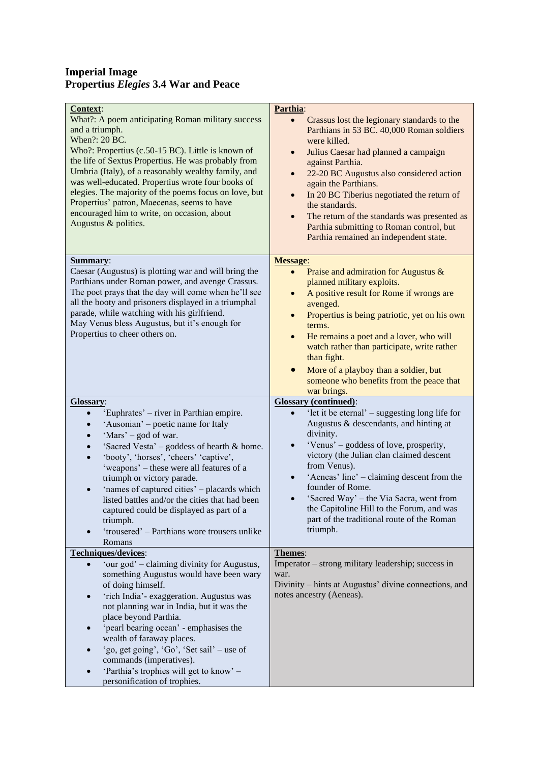**Imperial Image**
**Propertius *Elegies* 3.4 War and Peace**

**Context**:
What?: A poem anticipating Roman military success and a triumph.
When?: 20 BC.
Who?: Propertius (c.50-15 BC). Little is known of the life of Sextus Propertius. He was probably from Umbria (Italy), of a reasonably wealthy family, and was well-educated. Propertius wrote four books of elegies. The majority of the poems focus on love, but Propertius' patron, Maecenas, seems to have encouraged him to write, on occasion, about Augustus & politics.

**Parthia**:
- Crassus lost the legionary standards to the Parthians in 53 BC. 40,000 Roman soldiers were killed.
- Julius Caesar had planned a campaign against Parthia.
- 22-20 BC Augustus also considered action again the Parthians.
- In 20 BC Tiberius negotiated the return of the standards.
- The return of the standards was presented as Parthia submitting to Roman control, but Parthia remained an independent state.

**Summary**:
Caesar (Augustus) is plotting war and will bring the Parthians under Roman power, and avenge Crassus. The poet prays that the day will come when he'll see all the booty and prisoners displayed in a triumphal parade, while watching with his girlfriend.
May Venus bless Augustus, but it's enough for Propertius to cheer others on.

**Message**:
- Praise and admiration for Augustus & planned military exploits.
- A positive result for Rome if wrongs are avenged.
- Propertius is being patriotic, yet on his own terms.
- He remains a poet and a lover, who will watch rather than participate, write rather than fight.
- More of a playboy than a soldier, but someone who benefits from the peace that war brings.

**Glossary**:
- 'Euphrates' – river in Parthian empire.
- 'Ausonian' – poetic name for Italy
- 'Mars' – god of war.
- 'Sacred Vesta' – goddess of hearth & home.
- 'booty', 'horses', 'cheers' 'captive', 'weapons' – these were all features of a triumph or victory parade.
- 'names of captured cities' – placards which listed battles and/or the cities that had been captured could be displayed as part of a triumph.
- 'trousered' – Parthians wore trousers unlike Romans

**Glossary (continued)**:
- 'let it be eternal' – suggesting long life for Augustus & descendants, and hinting at divinity.
- 'Venus' – goddess of love, prosperity, victory (the Julian clan claimed descent from Venus).
- 'Aeneas' line' – claiming descent from the founder of Rome.
- 'Sacred Way' – the Via Sacra, went from the Capitoline Hill to the Forum, and was part of the traditional route of the Roman triumph.

**Techniques/devices**:
- 'our god' – claiming divinity for Augustus, something Augustus would have been wary of doing himself.
- 'rich India'- exaggeration. Augustus was not planning war in India, but it was the place beyond Parthia.
- 'pearl bearing ocean' - emphasises the wealth of faraway places.
- 'go, get going', 'Go', 'Set sail' – use of commands (imperatives).
- 'Parthia's trophies will get to know' – personification of trophies.

**Themes**:
Imperator – strong military leadership; success in war.
Divinity – hints at Augustus' divine connections, and notes ancestry (Aeneas).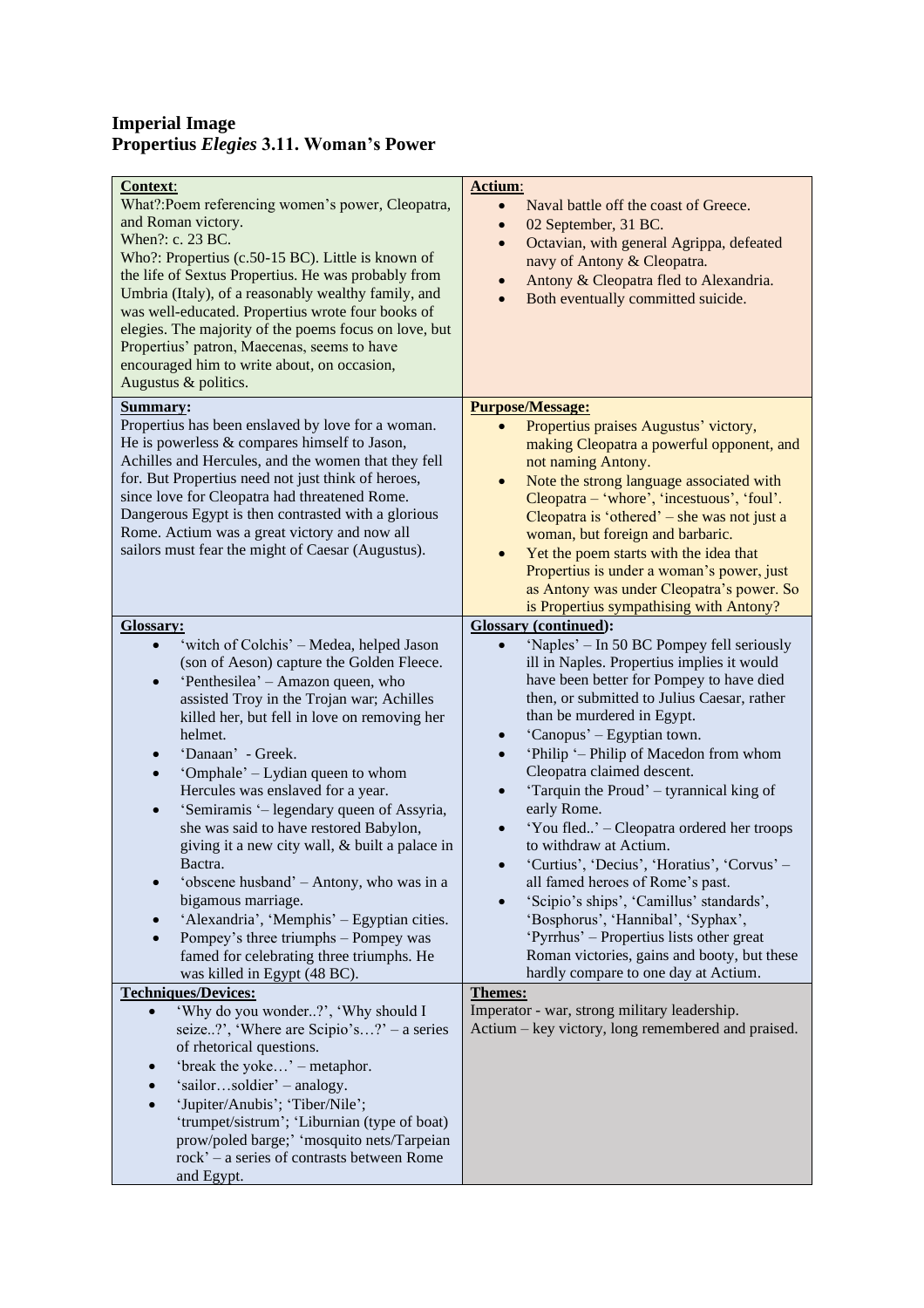# Imperial Image

## Propertius *Elegies* 3.11. Woman's Power

**Context**:

What?:Poem referencing women's power, Cleopatra, and Roman victory.
When?: c. 23 BC.
Who?: Propertius (c.50-15 BC). Little is known of the life of Sextus Propertius. He was probably from Umbria (Italy), of a reasonably wealthy family, and was well-educated. Propertius wrote four books of elegies. The majority of the poems focus on love, but Propertius' patron, Maecenas, seems to have encouraged him to write about, on occasion, Augustus & politics.

**Actium**:

- Naval battle off the coast of Greece.
- 02 September, 31 BC.
- Octavian, with general Agrippa, defeated navy of Antony & Cleopatra.
- Antony & Cleopatra fled to Alexandria.
- Both eventually committed suicide.

**Summary:**

Propertius has been enslaved by love for a woman. He is powerless & compares himself to Jason, Achilles and Hercules, and the women that they fell for. But Propertius need not just think of heroes, since love for Cleopatra had threatened Rome. Dangerous Egypt is then contrasted with a glorious Rome. Actium was a great victory and now all sailors must fear the might of Caesar (Augustus).

**Purpose/Message:**

- Propertius praises Augustus' victory, making Cleopatra a powerful opponent, and not naming Antony.
- Note the strong language associated with Cleopatra – 'whore', 'incestuous', 'foul'. Cleopatra is 'othered' – she was not just a woman, but foreign and barbaric.
- Yet the poem starts with the idea that Propertius is under a woman's power, just as Antony was under Cleopatra's power. So is Propertius sympathising with Antony?

**Glossary:**

- 'witch of Colchis' – Medea, helped Jason (son of Aeson) capture the Golden Fleece.
- 'Penthesilea' – Amazon queen, who assisted Troy in the Trojan war; Achilles killed her, but fell in love on removing her helmet.
- 'Danaan' - Greek.
- 'Omphale' – Lydian queen to whom Hercules was enslaved for a year.
- 'Semiramis '– legendary queen of Assyria, she was said to have restored Babylon, giving it a new city wall, & built a palace in Bactra.
- 'obscene husband' – Antony, who was in a bigamous marriage.
- 'Alexandria', 'Memphis' – Egyptian cities.
- Pompey's three triumphs – Pompey was famed for celebrating three triumphs. He was killed in Egypt (48 BC).

**Glossary (continued):**

- 'Naples' – In 50 BC Pompey fell seriously ill in Naples. Propertius implies it would have been better for Pompey to have died then, or submitted to Julius Caesar, rather than be murdered in Egypt.
- 'Canopus' – Egyptian town.
- 'Philip '– Philip of Macedon from whom Cleopatra claimed descent.
- 'Tarquin the Proud' – tyrannical king of early Rome.
- 'You fled..' – Cleopatra ordered her troops to withdraw at Actium.
- 'Curtius', 'Decius', 'Horatius', 'Corvus' – all famed heroes of Rome's past.
- 'Scipio's ships', 'Camillus' standards', 'Bosphorus', 'Hannibal', 'Syphax', 'Pyrrhus' – Propertius lists other great Roman victories, gains and booty, but these hardly compare to one day at Actium.

**Techniques/Devices:**

- 'Why do you wonder..?', 'Why should I seize..?', 'Where are Scipio's…?' – a series of rhetorical questions.
- 'break the yoke…' – metaphor.
- 'sailor…soldier' – analogy.
- 'Jupiter/Anubis'; 'Tiber/Nile'; 'trumpet/sistrum'; 'Liburnian (type of boat) prow/poled barge;' 'mosquito nets/Tarpeian rock' – a series of contrasts between Rome and Egypt.

**Themes:**

Imperator - war, strong military leadership.
Actium – key victory, long remembered and praised.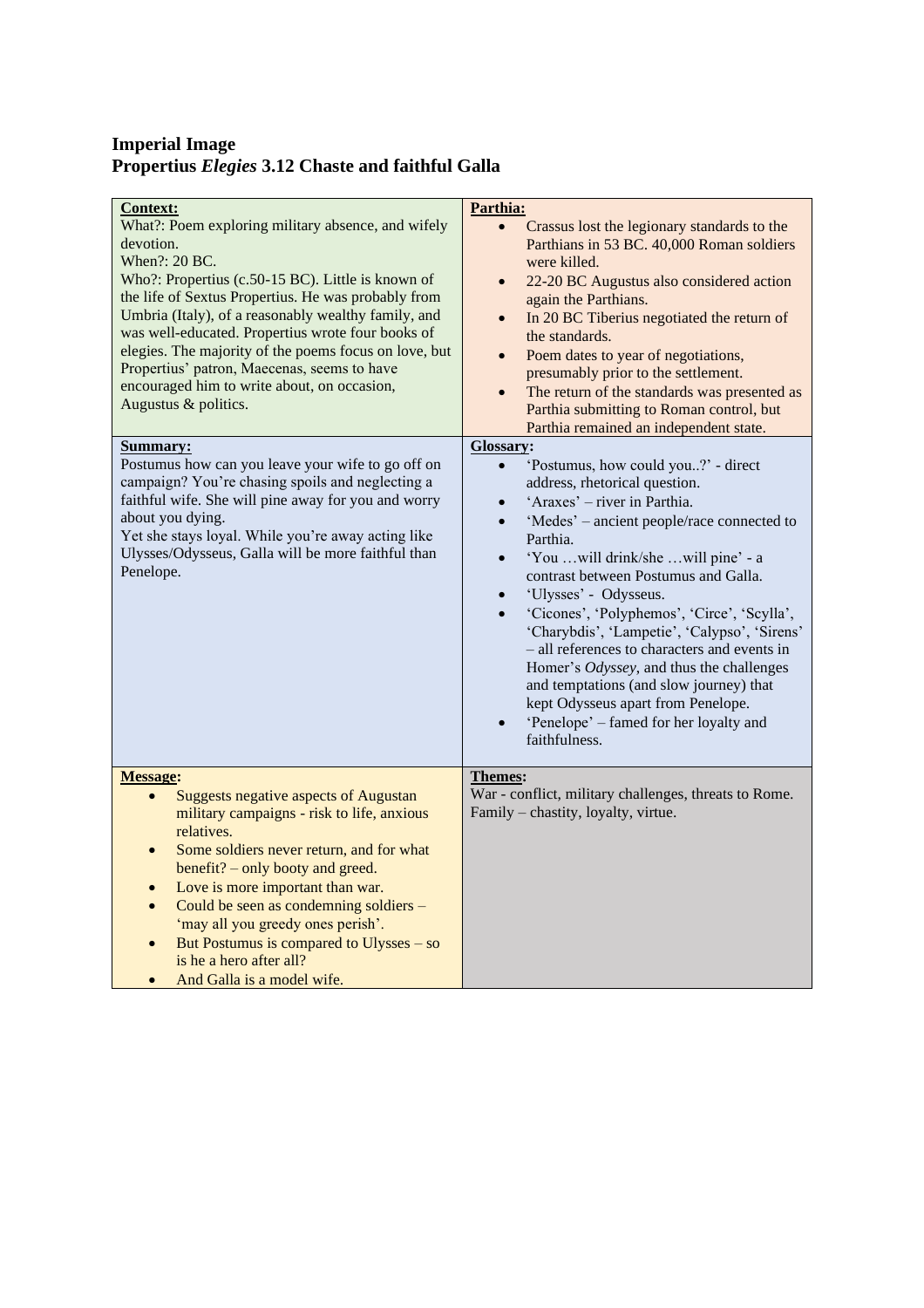# Imperial Image

## Propertius *Elegies* 3.12 Chaste and faithful Galla

**Context:**

What?: Poem exploring military absence, and wifely devotion.
When?: 20 BC.
Who?: Propertius (c.50-15 BC). Little is known of the life of Sextus Propertius. He was probably from Umbria (Italy), of a reasonably wealthy family, and was well-educated. Propertius wrote four books of elegies. The majority of the poems focus on love, but Propertius' patron, Maecenas, seems to have encouraged him to write about, on occasion, Augustus & politics.

**Parthia:**

- Crassus lost the legionary standards to the Parthians in 53 BC. 40,000 Roman soldiers were killed.
- 22-20 BC Augustus also considered action again the Parthians.
- In 20 BC Tiberius negotiated the return of the standards.
- Poem dates to year of negotiations, presumably prior to the settlement.
- The return of the standards was presented as Parthia submitting to Roman control, but Parthia remained an independent state.

**Summary:**

Postumus how can you leave your wife to go off on campaign? You're chasing spoils and neglecting a faithful wife. She will pine away for you and worry about you dying.
Yet she stays loyal. While you're away acting like Ulysses/Odysseus, Galla will be more faithful than Penelope.

**Glossary:**

- 'Postumus, how could you..?' - direct address, rhetorical question.
- 'Araxes' – river in Parthia.
- 'Medes' – ancient people/race connected to Parthia.
- 'You …will drink/she …will pine' - a contrast between Postumus and Galla.
- 'Ulysses' - Odysseus.
- 'Cicones', 'Polyphemos', 'Circe', 'Scylla', 'Charybdis', 'Lampetie', 'Calypso', 'Sirens' – all references to characters and events in Homer's *Odyssey*, and thus the challenges and temptations (and slow journey) that kept Odysseus apart from Penelope.
- 'Penelope' – famed for her loyalty and faithfulness.

**Message:**

- Suggests negative aspects of Augustan military campaigns - risk to life, anxious relatives.
- Some soldiers never return, and for what benefit? – only booty and greed.
- Love is more important than war.
- Could be seen as condemning soldiers – 'may all you greedy ones perish'.
- But Postumus is compared to Ulysses – so is he a hero after all?
- And Galla is a model wife.

**Themes:**

War - conflict, military challenges, threats to Rome.
Family – chastity, loyalty, virtue.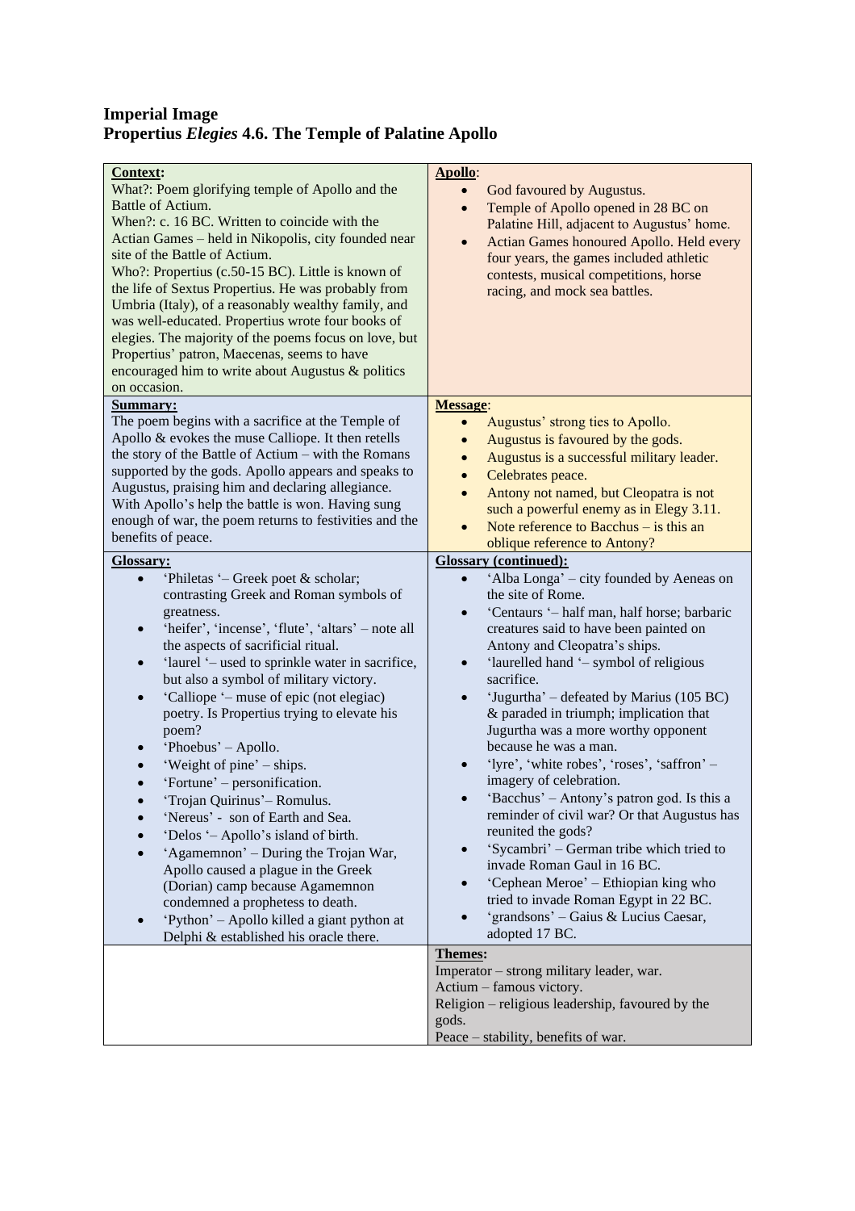**Imperial Image**
**Propertius *Elegies* 4.6. The Temple of Palatine Apollo**

**Context:**
What?: Poem glorifying temple of Apollo and the Battle of Actium.
When?: c. 16 BC. Written to coincide with the Actian Games – held in Nikopolis, city founded near site of the Battle of Actium.
Who?: Propertius (c.50-15 BC). Little is known of the life of Sextus Propertius. He was probably from Umbria (Italy), of a reasonably wealthy family, and was well-educated. Propertius wrote four books of elegies. The majority of the poems focus on love, but Propertius' patron, Maecenas, seems to have encouraged him to write about Augustus & politics on occasion.

**Apollo**:

- God favoured by Augustus.
- Temple of Apollo opened in 28 BC on Palatine Hill, adjacent to Augustus' home.
- Actian Games honoured Apollo. Held every four years, the games included athletic contests, musical competitions, horse racing, and mock sea battles.

**Summary:**
The poem begins with a sacrifice at the Temple of Apollo & evokes the muse Calliope. It then retells the story of the Battle of Actium – with the Romans supported by the gods. Apollo appears and speaks to Augustus, praising him and declaring allegiance. With Apollo's help the battle is won. Having sung enough of war, the poem returns to festivities and the benefits of peace.

**Message**:

- Augustus' strong ties to Apollo.
- Augustus is favoured by the gods.
- Augustus is a successful military leader.
- Celebrates peace.
- Antony not named, but Cleopatra is not such a powerful enemy as in Elegy 3.11.
- Note reference to Bacchus – is this an oblique reference to Antony?

**Glossary:**

- 'Philetas '– Greek poet & scholar; contrasting Greek and Roman symbols of greatness.
- 'heifer', 'incense', 'flute', 'altars' – note all the aspects of sacrificial ritual.
- 'laurel '– used to sprinkle water in sacrifice, but also a symbol of military victory.
- 'Calliope '– muse of epic (not elegiac) poetry. Is Propertius trying to elevate his poem?
- 'Phoebus' – Apollo.
- 'Weight of pine' – ships.
- 'Fortune' – personification.
- 'Trojan Quirinus'– Romulus.
- 'Nereus' - son of Earth and Sea.
- 'Delos '– Apollo's island of birth.
- 'Agamemnon' – During the Trojan War, Apollo caused a plague in the Greek (Dorian) camp because Agamemnon condemned a prophetess to death.
- 'Python' – Apollo killed a giant python at Delphi & established his oracle there.

**Glossary (continued):**

- 'Alba Longa' – city founded by Aeneas on the site of Rome.
- 'Centaurs '– half man, half horse; barbaric creatures said to have been painted on Antony and Cleopatra's ships.
- 'laurelled hand '– symbol of religious sacrifice.
- 'Jugurtha' – defeated by Marius (105 BC) & paraded in triumph; implication that Jugurtha was a more worthy opponent because he was a man.
- 'lyre', 'white robes', 'roses', 'saffron' – imagery of celebration.
- 'Bacchus' – Antony's patron god. Is this a reminder of civil war? Or that Augustus has reunited the gods?
- 'Sycambri' – German tribe which tried to invade Roman Gaul in 16 BC.
- 'Cephean Meroe' – Ethiopian king who tried to invade Roman Egypt in 22 BC.
- 'grandsons' – Gaius & Lucius Caesar, adopted 17 BC.

**Themes:**
Imperator – strong military leader, war.
Actium – famous victory.
Religion – religious leadership, favoured by the gods.
Peace – stability, benefits of war.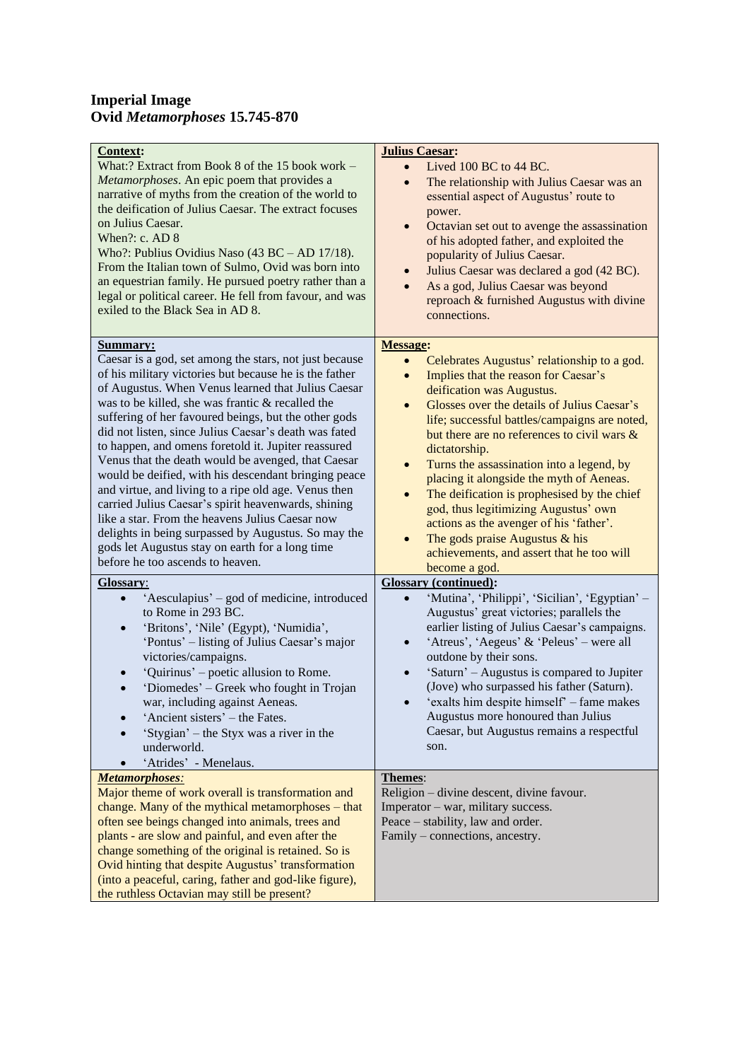# Imperial Image
## Ovid *Metamorphoses* 15.745-870

**Context:**
What:? Extract from Book 8 of the 15 book work – *Metamorphoses*. An epic poem that provides a narrative of myths from the creation of the world to the deification of Julius Caesar. The extract focuses on Julius Caesar.
When?: c. AD 8
Who?: Publius Ovidius Naso (43 BC – AD 17/18). From the Italian town of Sulmo, Ovid was born into an equestrian family. He pursued poetry rather than a legal or political career. He fell from favour, and was exiled to the Black Sea in AD 8.

**Julius Caesar:**

- Lived 100 BC to 44 BC.
- The relationship with Julius Caesar was an essential aspect of Augustus' route to power.
- Octavian set out to avenge the assassination of his adopted father, and exploited the popularity of Julius Caesar.
- Julius Caesar was declared a god (42 BC).
- As a god, Julius Caesar was beyond reproach & furnished Augustus with divine connections.

**Summary:**
Caesar is a god, set among the stars, not just because of his military victories but because he is the father of Augustus. When Venus learned that Julius Caesar was to be killed, she was frantic & recalled the suffering of her favoured beings, but the other gods did not listen, since Julius Caesar's death was fated to happen, and omens foretold it. Jupiter reassured Venus that the death would be avenged, that Caesar would be deified, with his descendant bringing peace and virtue, and living to a ripe old age. Venus then carried Julius Caesar's spirit heavenwards, shining like a star. From the heavens Julius Caesar now delights in being surpassed by Augustus. So may the gods let Augustus stay on earth for a long time before he too ascends to heaven.

**Message:**

- Celebrates Augustus' relationship to a god.
- Implies that the reason for Caesar's deification was Augustus.
- Glosses over the details of Julius Caesar's life; successful battles/campaigns are noted, but there are no references to civil wars & dictatorship.
- Turns the assassination into a legend, by placing it alongside the myth of Aeneas.
- The deification is prophesised by the chief god, thus legitimizing Augustus' own actions as the avenger of his 'father'.
- The gods praise Augustus & his achievements, and assert that he too will become a god.

**Glossary**:

- 'Aesculapius' – god of medicine, introduced to Rome in 293 BC.
- 'Britons', 'Nile' (Egypt), 'Numidia', 'Pontus' – listing of Julius Caesar's major victories/campaigns.
- 'Quirinus' – poetic allusion to Rome.
- 'Diomedes' – Greek who fought in Trojan war, including against Aeneas.
- 'Ancient sisters' – the Fates.
- 'Stygian' – the Styx was a river in the underworld.
- 'Atrides' - Menelaus.

**Glossary (continued):**

- 'Mutina', 'Philippi', 'Sicilian', 'Egyptian' – Augustus' great victories; parallels the earlier listing of Julius Caesar's campaigns.
- 'Atreus', 'Aegeus' & 'Peleus' – were all outdone by their sons.
- 'Saturn' – Augustus is compared to Jupiter (Jove) who surpassed his father (Saturn).
- 'exalts him despite himself' – fame makes Augustus more honoured than Julius Caesar, but Augustus remains a respectful son.

***Metamorphoses**:*
Major theme of work overall is transformation and change. Many of the mythical metamorphoses – that often see beings changed into animals, trees and plants - are slow and painful, and even after the change something of the original is retained. So is Ovid hinting that despite Augustus' transformation (into a peaceful, caring, father and god-like figure), the ruthless Octavian may still be present?

**Themes**:
Religion – divine descent, divine favour.
Imperator – war, military success.
Peace – stability, law and order.
Family – connections, ancestry.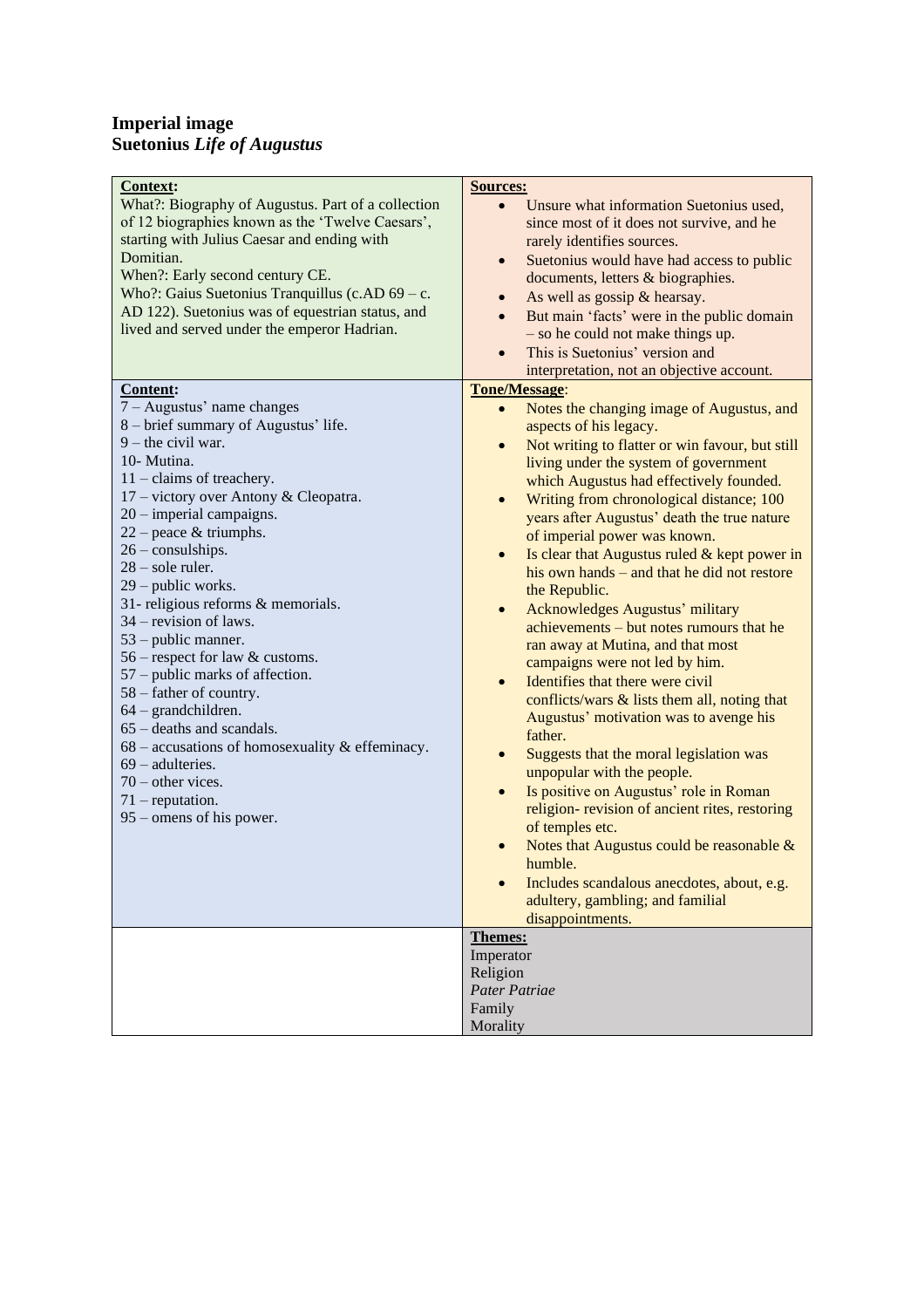**Imperial image**
**Suetonius *Life of Augustus***

| **Context:** | **Sources:** |
|---|---|
| What?: Biography of Augustus. Part of a collection of 12 biographies known as the 'Twelve Caesars', starting with Julius Caesar and ending with Domitian.<br>When?: Early second century CE.<br>Who?: Gaius Suetonius Tranquillus (c.AD 69 – c. AD 122). Suetonius was of equestrian status, and lived and served under the emperor Hadrian. | • Unsure what information Suetonius used, since most of it does not survive, and he rarely identifies sources.<br>• Suetonius would have had access to public documents, letters & biographies.<br>• As well as gossip & hearsay.<br>• But main 'facts' were in the public domain – so he could not make things up.<br>• This is Suetonius' version and interpretation, not an objective account. |
| **Content:**<br>7 – Augustus' name changes<br>8 – brief summary of Augustus' life.<br>9 – the civil war.<br>10- Mutina.<br>11 – claims of treachery.<br>17 – victory over Antony & Cleopatra.<br>20 – imperial campaigns.<br>22 – peace & triumphs.<br>26 – consulships.<br>28 – sole ruler.<br>29 – public works.<br>31- religious reforms & memorials.<br>34 – revision of laws.<br>53 – public manner.<br>56 – respect for law & customs.<br>57 – public marks of affection.<br>58 – father of country.<br>64 – grandchildren.<br>65 – deaths and scandals.<br>68 – accusations of homosexuality & effeminacy.<br>69 – adulteries.<br>70 – other vices.<br>71 – reputation.<br>95 – omens of his power. | **Tone/Message:**<br>• Notes the changing image of Augustus, and aspects of his legacy.<br>• Not writing to flatter or win favour, but still living under the system of government which Augustus had effectively founded.<br>• Writing from chronological distance; 100 years after Augustus' death the true nature of imperial power was known.<br>• Is clear that Augustus ruled & kept power in his own hands – and that he did not restore the Republic.<br>• Acknowledges Augustus' military achievements – but notes rumours that he ran away at Mutina, and that most campaigns were not led by him.<br>• Identifies that there were civil conflicts/wars & lists them all, noting that Augustus' motivation was to avenge his father.<br>• Suggests that the moral legislation was unpopular with the people.<br>• Is positive on Augustus' role in Roman religion- revision of ancient rites, restoring of temples etc.<br>• Notes that Augustus could be reasonable & humble.<br>• Includes scandalous anecdotes, about, e.g. adultery, gambling; and familial disappointments. |
| | **Themes:**<br>Imperator<br>Religion<br>*Pater Patriae*<br>Family<br>Morality |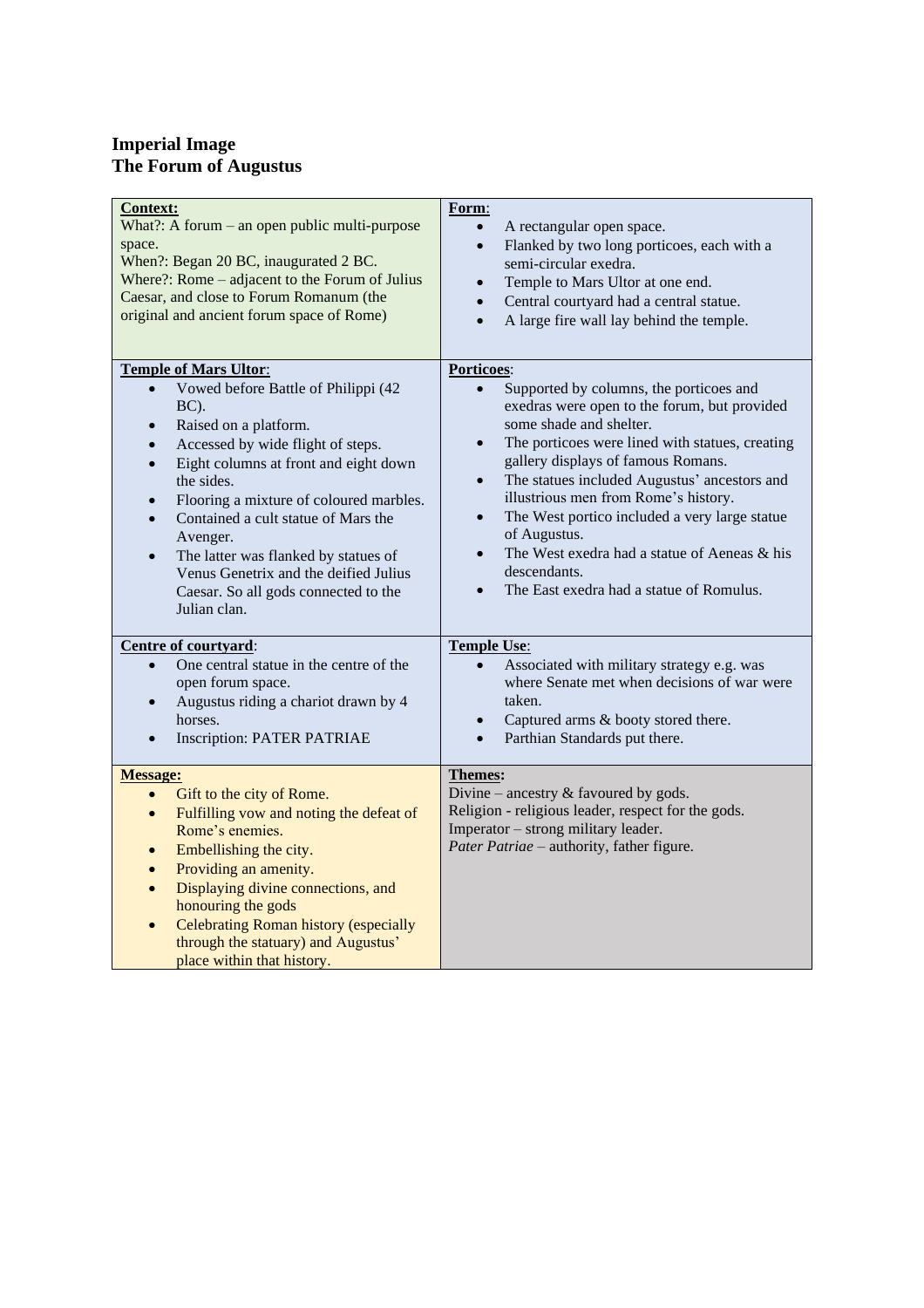**Imperial Image**
**The Forum of Augustus**

| **Context:**<br>What?: A forum – an open public multi-purpose space.<br>When?: Began 20 BC, inaugurated 2 BC.<br>Where?: Rome – adjacent to the Forum of Julius Caesar, and close to Forum Romanum (the original and ancient forum space of Rome) | **Form**:<br>• A rectangular open space.<br>• Flanked by two long porticoes, each with a semi-circular exedra.<br>• Temple to Mars Ultor at one end.<br>• Central courtyard had a central statue.<br>• A large fire wall lay behind the temple. |
|---|---|
| **Temple of Mars Ultor**:<br>• Vowed before Battle of Philippi (42 BC).<br>• Raised on a platform.<br>• Accessed by wide flight of steps.<br>• Eight columns at front and eight down the sides.<br>• Flooring a mixture of coloured marbles.<br>• Contained a cult statue of Mars the Avenger.<br>• The latter was flanked by statues of Venus Genetrix and the deified Julius Caesar. So all gods connected to the Julian clan. | **Porticoes**:<br>• Supported by columns, the porticoes and exedras were open to the forum, but provided some shade and shelter.<br>• The porticoes were lined with statues, creating gallery displays of famous Romans.<br>• The statues included Augustus' ancestors and illustrious men from Rome's history.<br>• The West portico included a very large statue of Augustus.<br>• The West exedra had a statue of Aeneas & his descendants.<br>• The East exedra had a statue of Romulus. |
| **Centre of courtyard**:<br>• One central statue in the centre of the open forum space.<br>• Augustus riding a chariot drawn by 4 horses.<br>• Inscription: PATER PATRIAE | **Temple Use**:<br>• Associated with military strategy e.g. was where Senate met when decisions of war were taken.<br>• Captured arms & booty stored there.<br>• Parthian Standards put there. |
| **Message:**<br>• Gift to the city of Rome.<br>• Fulfilling vow and noting the defeat of Rome's enemies.<br>• Embellishing the city.<br>• Providing an amenity.<br>• Displaying divine connections, and honouring the gods<br>• Celebrating Roman history (especially through the statuary) and Augustus' place within that history. | **Themes:**<br>Divine – ancestry & favoured by gods.<br>Religion - religious leader, respect for the gods.<br>Imperator – strong military leader.<br>*Pater Patriae* – authority, father figure. |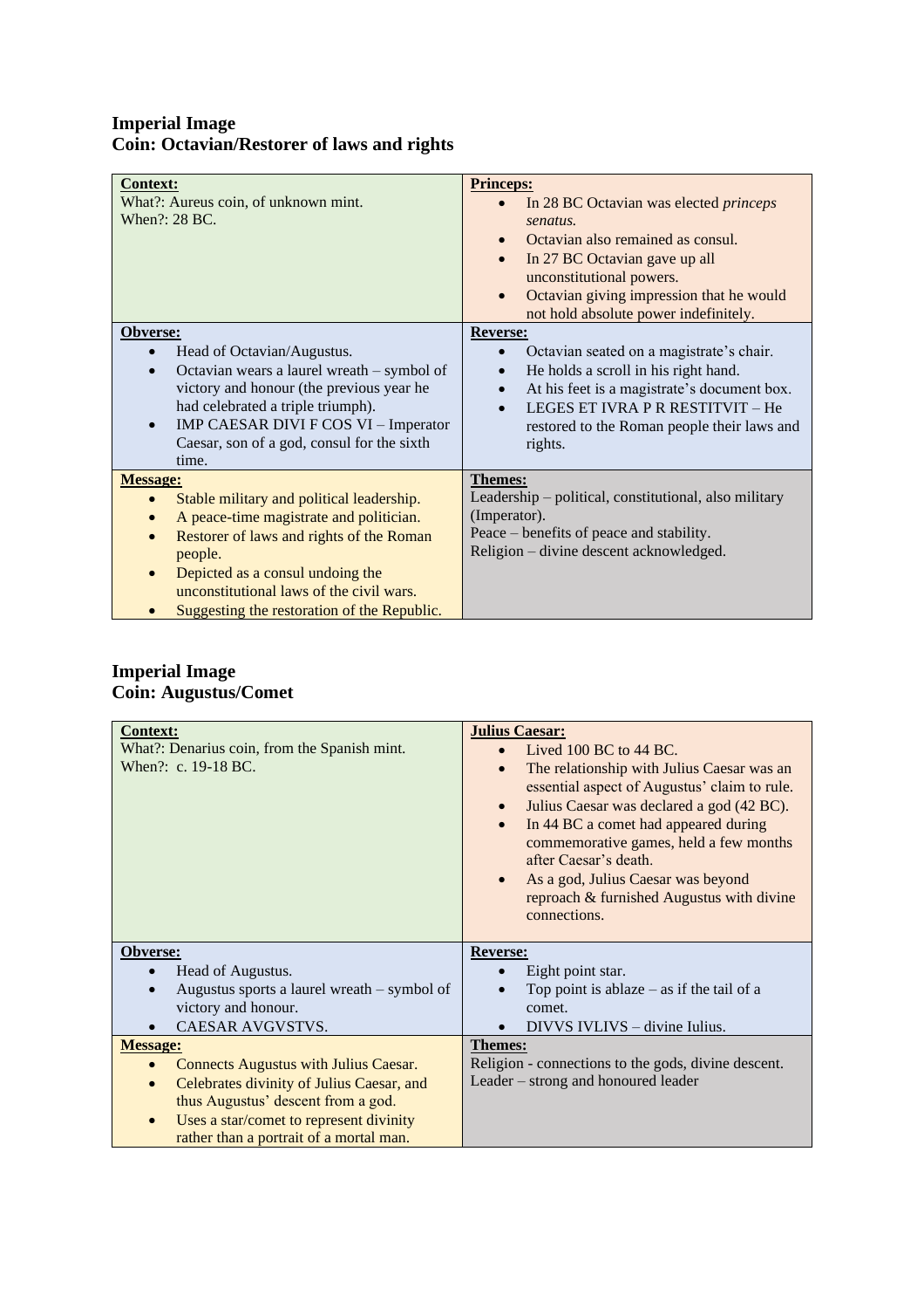**Imperial Image**
**Coin: Octavian/Restorer of laws and rights**

| **Context:** | **Princeps:** |
|---|---|
| What?: Aureus coin, of unknown mint.<br>When?: 28 BC. | • In 28 BC Octavian was elected *princeps senatus.*<br>• Octavian also remained as consul.<br>• In 27 BC Octavian gave up all unconstitutional powers.<br>• Octavian giving impression that he would not hold absolute power indefinitely. |
| **Obverse:** | **Reverse:** |
| • Head of Octavian/Augustus.<br>• Octavian wears a laurel wreath – symbol of victory and honour (the previous year he had celebrated a triple triumph).<br>• IMP CAESAR DIVI F COS VI – Imperator Caesar, son of a god, consul for the sixth time. | • Octavian seated on a magistrate's chair.<br>• He holds a scroll in his right hand.<br>• At his feet is a magistrate's document box.<br>• LEGES ET IVRA P R RESTITVIT – He restored to the Roman people their laws and rights. |
| **Message:** | **Themes:** |
| • Stable military and political leadership.<br>• A peace-time magistrate and politician.<br>• Restorer of laws and rights of the Roman people.<br>• Depicted as a consul undoing the unconstitutional laws of the civil wars.<br>• Suggesting the restoration of the Republic. | Leadership – political, constitutional, also military (Imperator).<br>Peace – benefits of peace and stability.<br>Religion – divine descent acknowledged. |

**Imperial Image**
**Coin: Augustus/Comet**

| **Context:** | **Julius Caesar:** |
|---|---|
| What?: Denarius coin, from the Spanish mint.<br>When?: c. 19-18 BC. | • Lived 100 BC to 44 BC.<br>• The relationship with Julius Caesar was an essential aspect of Augustus' claim to rule.<br>• Julius Caesar was declared a god (42 BC).<br>• In 44 BC a comet had appeared during commemorative games, held a few months after Caesar's death.<br>• As a god, Julius Caesar was beyond reproach & furnished Augustus with divine connections. |
| **Obverse:** | **Reverse:** |
| • Head of Augustus.<br>• Augustus sports a laurel wreath – symbol of victory and honour.<br>• CAESAR AVGVSTVS. | • Eight point star.<br>• Top point is ablaze – as if the tail of a comet.<br>• DIVVS IVLIVS – divine Iulius. |
| **Message:** | **Themes:** |
| • Connects Augustus with Julius Caesar.<br>• Celebrates divinity of Julius Caesar, and thus Augustus' descent from a god.<br>• Uses a star/comet to represent divinity rather than a portrait of a mortal man. | Religion - connections to the gods, divine descent.<br>Leader – strong and honoured leader |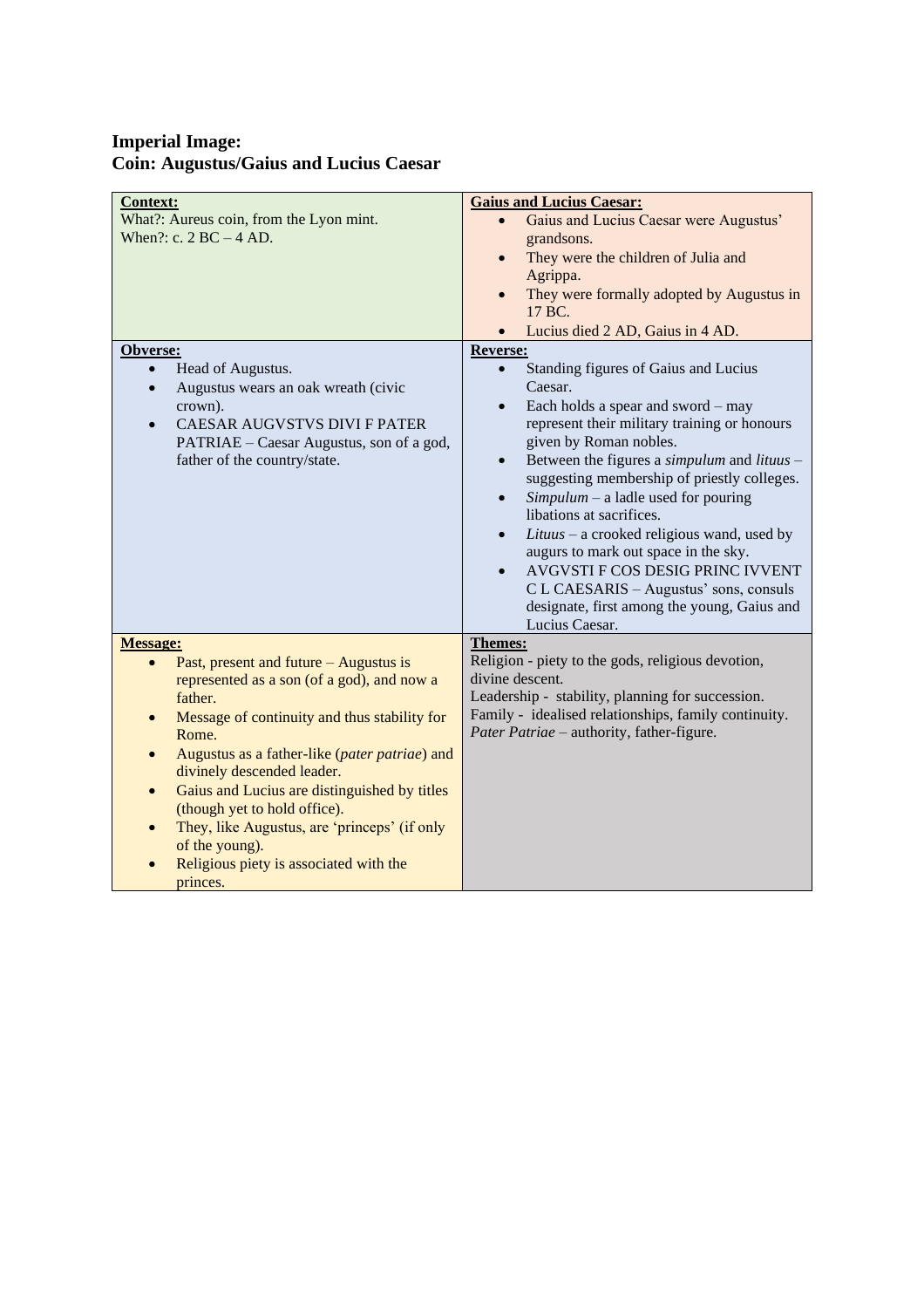**Imperial Image:**
**Coin: Augustus/Gaius and Lucius Caesar**

| | |
|---|---|
| **Context:**<br>What?: Aureus coin, from the Lyon mint.<br>When?: c. 2 BC – 4 AD. | **Gaius and Lucius Caesar:**<br>• Gaius and Lucius Caesar were Augustus' grandsons.<br>• They were the children of Julia and Agrippa.<br>• They were formally adopted by Augustus in 17 BC.<br>• Lucius died 2 AD, Gaius in 4 AD. |
| **Obverse:**<br>• Head of Augustus.<br>• Augustus wears an oak wreath (civic crown).<br>• CAESAR AUGVSTVS DIVI F PATER PATRIAE – Caesar Augustus, son of a god, father of the country/state. | **Reverse:**<br>• Standing figures of Gaius and Lucius Caesar.<br>• Each holds a spear and sword – may represent their military training or honours given by Roman nobles.<br>• Between the figures a *simpulum* and *lituus* – suggesting membership of priestly colleges.<br>• *Simpulum* – a ladle used for pouring libations at sacrifices.<br>• *Lituus* – a crooked religious wand, used by augurs to mark out space in the sky.<br>• AVGVSTI F COS DESIG PRINC IVVENT C L CAESARIS – Augustus' sons, consuls designate, first among the young, Gaius and Lucius Caesar. |
| **Message:**<br>• Past, present and future – Augustus is represented as a son (of a god), and now a father.<br>• Message of continuity and thus stability for Rome.<br>• Augustus as a father-like (*pater patriae*) and divinely descended leader.<br>• Gaius and Lucius are distinguished by titles (though yet to hold office).<br>• They, like Augustus, are 'princeps' (if only of the young).<br>• Religious piety is associated with the princes. | **Themes:**<br>Religion - piety to the gods, religious devotion, divine descent.<br>Leadership - stability, planning for succession.<br>Family - idealised relationships, family continuity.<br>*Pater Patriae* – authority, father-figure. |